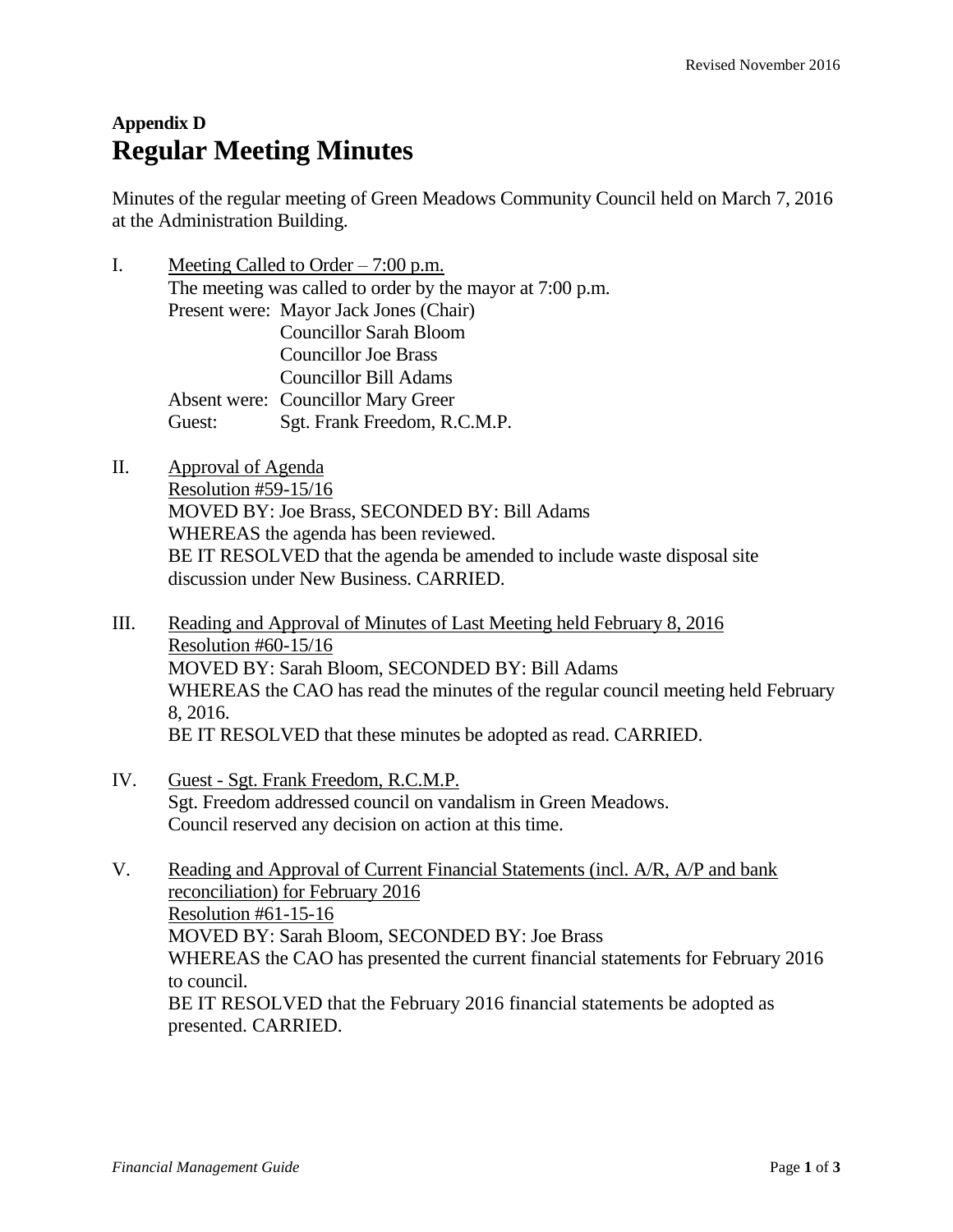## Appendix D

# Regular Meeting Minutes

Minutes of the regular meeting of Green Meadows Community Council held on March 7, 2016 at the Administration Building.

I. Meeting Called to Order – 7:00 p.m.

The meeting was called to order by the mayor at 7:00 p.m.

Present were: Mayor Jack Jones (Chair)
Councillor Sarah Bloom
Councillor Joe Brass
Councillor Bill Adams

Absent were: Councillor Mary Greer

Guest: Sgt. Frank Freedom, R.C.M.P.

II. Approval of Agenda

Resolution #59-15/16

MOVED BY: Joe Brass, SECONDED BY: Bill Adams

WHEREAS the agenda has been reviewed.

BE IT RESOLVED that the agenda be amended to include waste disposal site discussion under New Business. CARRIED.

III. Reading and Approval of Minutes of Last Meeting held February 8, 2016

Resolution #60-15/16

MOVED BY: Sarah Bloom, SECONDED BY: Bill Adams

WHEREAS the CAO has read the minutes of the regular council meeting held February 8, 2016.

BE IT RESOLVED that these minutes be adopted as read. CARRIED.

IV. Guest - Sgt. Frank Freedom, R.C.M.P.

Sgt. Freedom addressed council on vandalism in Green Meadows.

Council reserved any decision on action at this time.

V. Reading and Approval of Current Financial Statements (incl. A/R, A/P and bank reconciliation) for February 2016

Resolution #61-15-16

MOVED BY: Sarah Bloom, SECONDED BY: Joe Brass

WHEREAS the CAO has presented the current financial statements for February 2016 to council.

BE IT RESOLVED that the February 2016 financial statements be adopted as presented. CARRIED.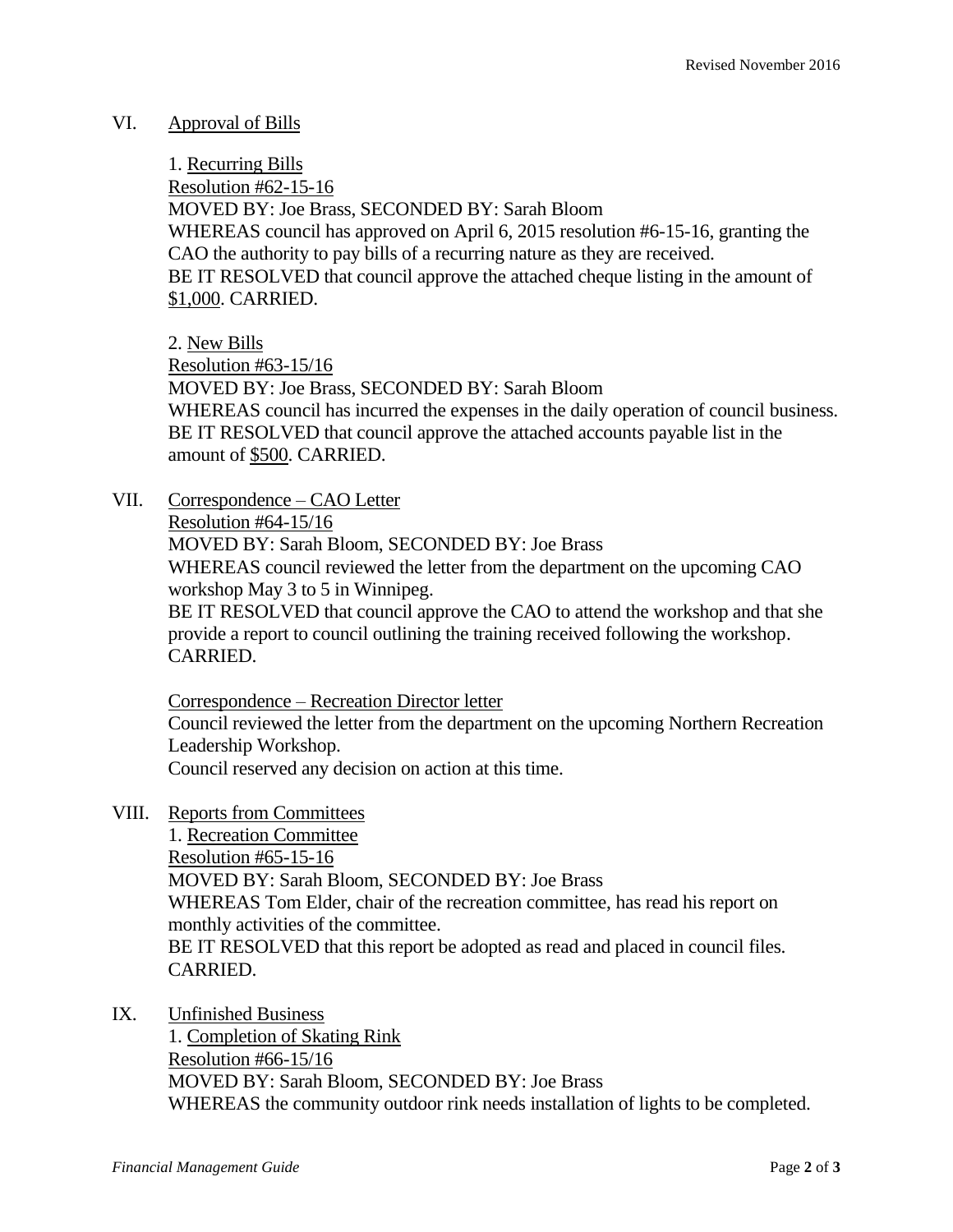VI. Approval of Bills

1. Recurring Bills
Resolution #62-15-16
MOVED BY: Joe Brass, SECONDED BY: Sarah Bloom
WHEREAS council has approved on April 6, 2015 resolution #6-15-16, granting the CAO the authority to pay bills of a recurring nature as they are received.
BE IT RESOLVED that council approve the attached cheque listing in the amount of $1,000. CARRIED.

2. New Bills
Resolution #63-15/16
MOVED BY: Joe Brass, SECONDED BY: Sarah Bloom
WHEREAS council has incurred the expenses in the daily operation of council business.
BE IT RESOLVED that council approve the attached accounts payable list in the amount of $500. CARRIED.

VII. Correspondence – CAO Letter
Resolution #64-15/16
MOVED BY: Sarah Bloom, SECONDED BY: Joe Brass
WHEREAS council reviewed the letter from the department on the upcoming CAO workshop May 3 to 5 in Winnipeg.
BE IT RESOLVED that council approve the CAO to attend the workshop and that she provide a report to council outlining the training received following the workshop. CARRIED.

Correspondence – Recreation Director letter
Council reviewed the letter from the department on the upcoming Northern Recreation Leadership Workshop.
Council reserved any decision on action at this time.

VIII. Reports from Committees
1. Recreation Committee
Resolution #65-15-16
MOVED BY: Sarah Bloom, SECONDED BY: Joe Brass
WHEREAS Tom Elder, chair of the recreation committee, has read his report on monthly activities of the committee.
BE IT RESOLVED that this report be adopted as read and placed in council files. CARRIED.

IX. Unfinished Business
1. Completion of Skating Rink
Resolution #66-15/16
MOVED BY: Sarah Bloom, SECONDED BY: Joe Brass
WHEREAS the community outdoor rink needs installation of lights to be completed.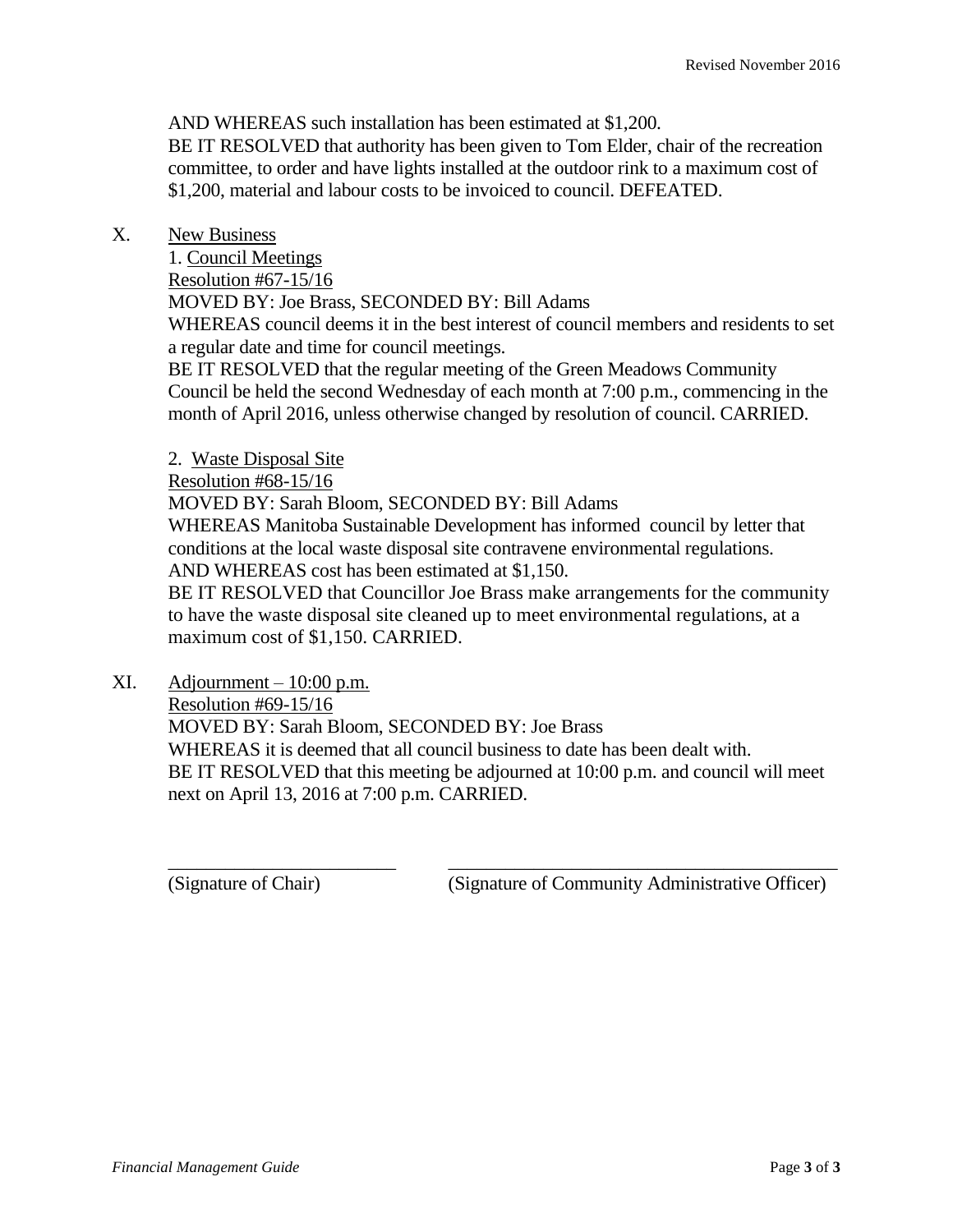AND WHEREAS such installation has been estimated at $1,200.
BE IT RESOLVED that authority has been given to Tom Elder, chair of the recreation committee, to order and have lights installed at the outdoor rink to a maximum cost of $1,200, material and labour costs to be invoiced to council. DEFEATED.

X. New Business

1. Council Meetings
Resolution #67-15/16
MOVED BY: Joe Brass, SECONDED BY: Bill Adams
WHEREAS council deems it in the best interest of council members and residents to set a regular date and time for council meetings.
BE IT RESOLVED that the regular meeting of the Green Meadows Community Council be held the second Wednesday of each month at 7:00 p.m., commencing in the month of April 2016, unless otherwise changed by resolution of council. CARRIED.

2. Waste Disposal Site
Resolution #68-15/16
MOVED BY: Sarah Bloom, SECONDED BY: Bill Adams
WHEREAS Manitoba Sustainable Development has informed council by letter that conditions at the local waste disposal site contravene environmental regulations.
AND WHEREAS cost has been estimated at $1,150.
BE IT RESOLVED that Councillor Joe Brass make arrangements for the community to have the waste disposal site cleaned up to meet environmental regulations, at a maximum cost of $1,150. CARRIED.

XI. Adjournment – 10:00 p.m.
Resolution #69-15/16
MOVED BY: Sarah Bloom, SECONDED BY: Joe Brass
WHEREAS it is deemed that all council business to date has been dealt with.
BE IT RESOLVED that this meeting be adjourned at 10:00 p.m. and council will meet next on April 13, 2016 at 7:00 p.m. CARRIED.

\_\_\_\_\_\_\_\_\_\_\_\_\_\_\_\_\_\_\_\_\_\_\_\_ \_\_\_\_\_\_\_\_\_\_\_\_\_\_\_\_\_\_\_\_\_\_\_\_\_\_\_\_\_\_\_\_\_\_\_\_\_\_\_\_
(Signature of Chair) (Signature of Community Administrative Officer)